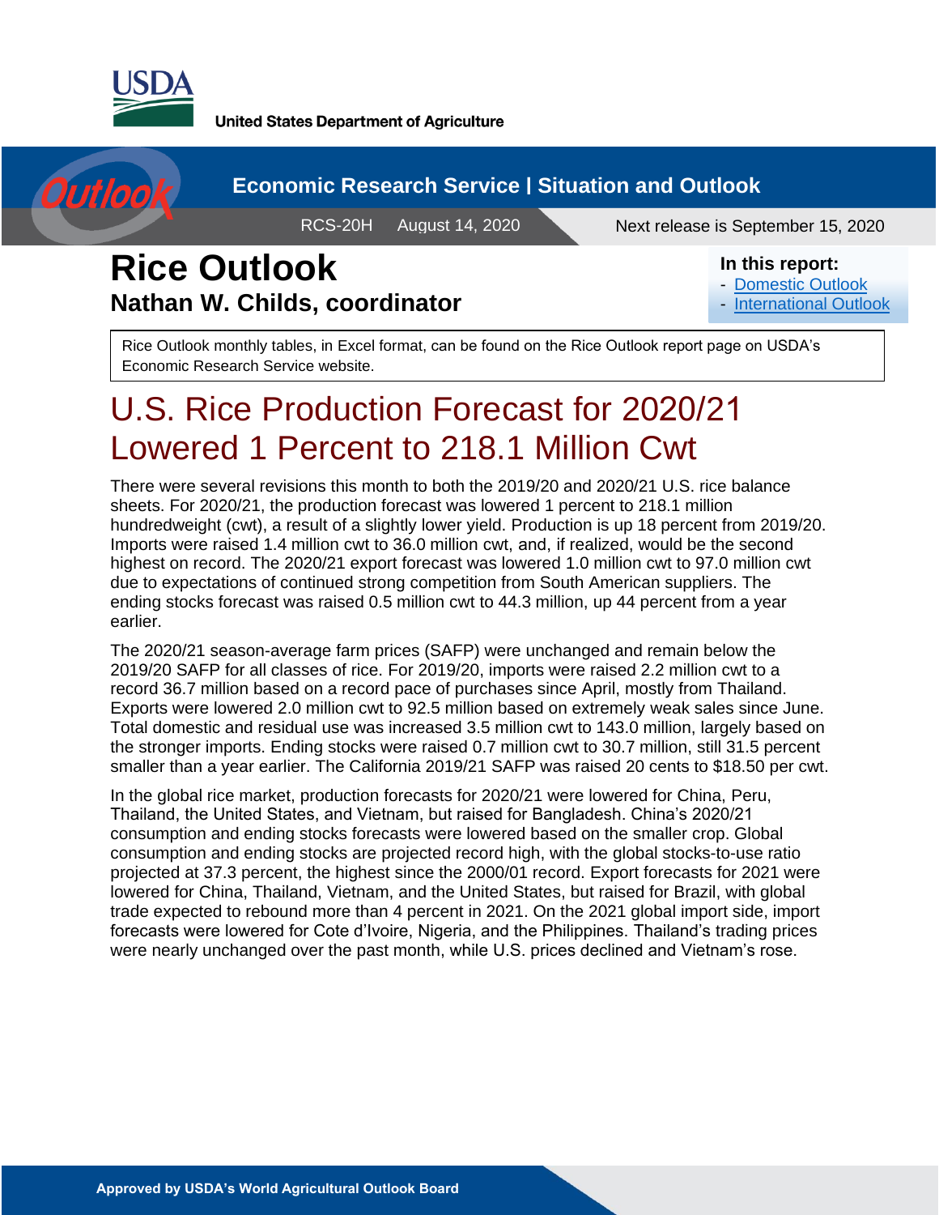United States Department of Agriculture

Economic Research Service | Situation and Outlook

RCS-20H August 14, 2020 Next release is September 15, 2020

# Rice Outlook

## Nathan W. Childs, coordinator

**In this report:**
- Domestic Outlook
- International Outlook

Rice Outlook monthly tables, in Excel format, can be found on the Rice Outlook report page on USDA's Economic Research Service website.

# U.S. Rice Production Forecast for 2020/21 Lowered 1 Percent to 218.1 Million Cwt

There were several revisions this month to both the 2019/20 and 2020/21 U.S. rice balance sheets. For 2020/21, the production forecast was lowered 1 percent to 218.1 million hundredweight (cwt), a result of a slightly lower yield. Production is up 18 percent from 2019/20. Imports were raised 1.4 million cwt to 36.0 million cwt, and, if realized, would be the second highest on record. The 2020/21 export forecast was lowered 1.0 million cwt to 97.0 million cwt due to expectations of continued strong competition from South American suppliers. The ending stocks forecast was raised 0.5 million cwt to 44.3 million, up 44 percent from a year earlier.

The 2020/21 season-average farm prices (SAFP) were unchanged and remain below the 2019/20 SAFP for all classes of rice. For 2019/20, imports were raised 2.2 million cwt to a record 36.7 million based on a record pace of purchases since April, mostly from Thailand. Exports were lowered 2.0 million cwt to 92.5 million based on extremely weak sales since June. Total domestic and residual use was increased 3.5 million cwt to 143.0 million, largely based on the stronger imports. Ending stocks were raised 0.7 million cwt to 30.7 million, still 31.5 percent smaller than a year earlier. The California 2019/21 SAFP was raised 20 cents to $18.50 per cwt.

In the global rice market, production forecasts for 2020/21 were lowered for China, Peru, Thailand, the United States, and Vietnam, but raised for Bangladesh. China's 2020/21 consumption and ending stocks forecasts were lowered based on the smaller crop. Global consumption and ending stocks are projected record high, with the global stocks-to-use ratio projected at 37.3 percent, the highest since the 2000/01 record. Export forecasts for 2021 were lowered for China, Thailand, Vietnam, and the United States, but raised for Brazil, with global trade expected to rebound more than 4 percent in 2021. On the 2021 global import side, import forecasts were lowered for Cote d'Ivoire, Nigeria, and the Philippines. Thailand's trading prices were nearly unchanged over the past month, while U.S. prices declined and Vietnam's rose.

Approved by USDA's World Agricultural Outlook Board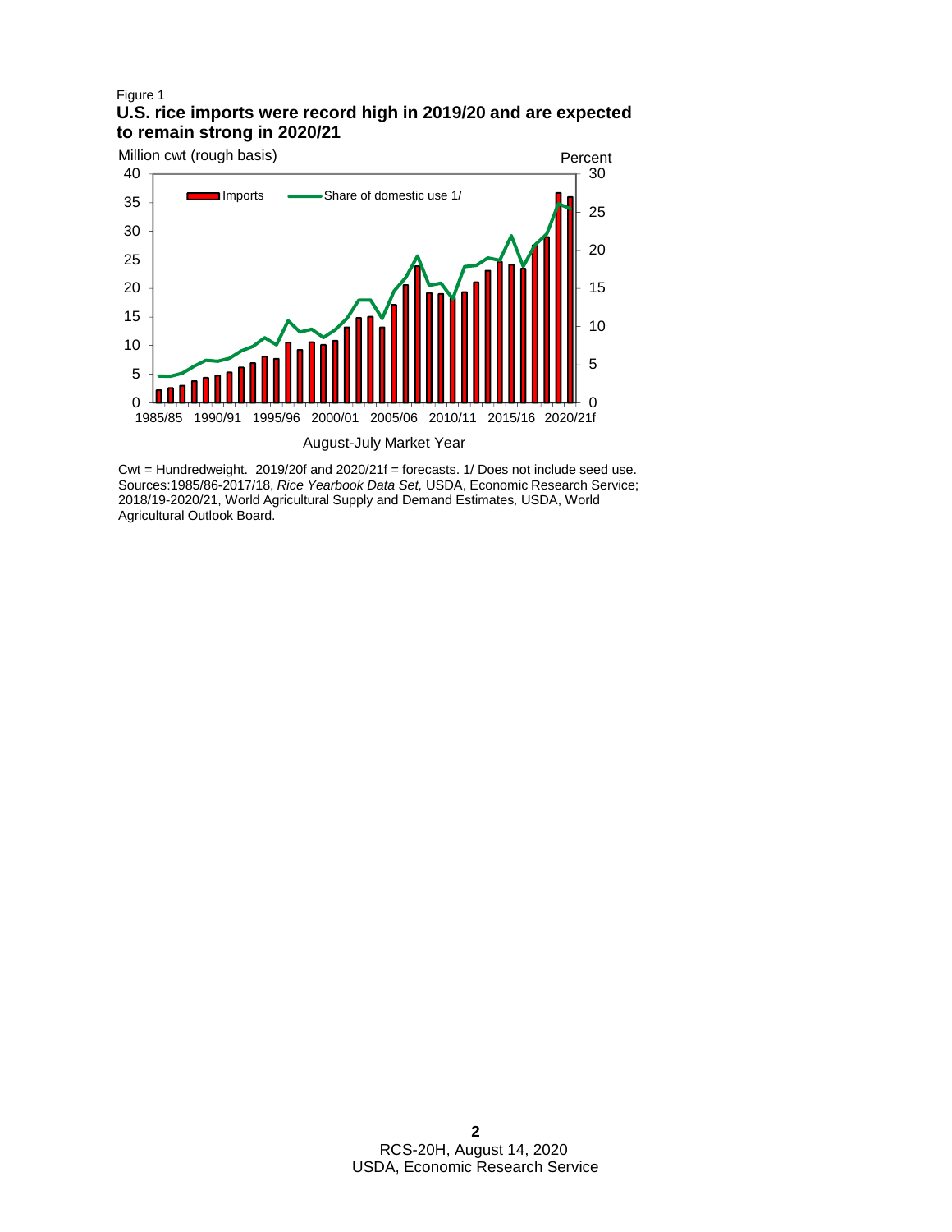Figure 1

**U.S. rice imports were record high in 2019/20 and are expected to remain strong in 2020/21**

Cwt = Hundredweight. 2019/20f and 2020/21f = forecasts. 1/ Does not include seed use.
Sources:1985/86-2017/18, *Rice Yearbook Data Set,* USDA, Economic Research Service; 2018/19-2020/21, World Agricultural Supply and Demand Estimates, USDA, World Agricultural Outlook Board.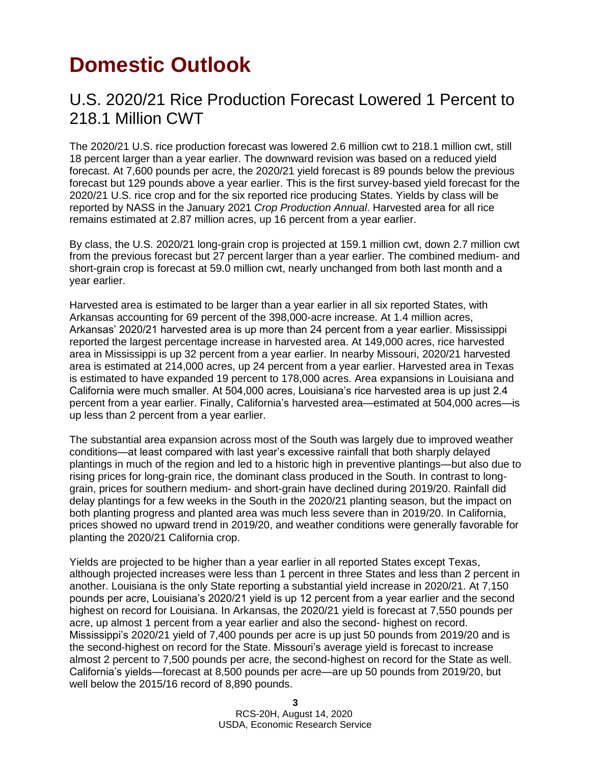# Domestic Outlook

## U.S. 2020/21 Rice Production Forecast Lowered 1 Percent to 218.1 Million CWT

The 2020/21 U.S. rice production forecast was lowered 2.6 million cwt to 218.1 million cwt, still 18 percent larger than a year earlier. The downward revision was based on a reduced yield forecast. At 7,600 pounds per acre, the 2020/21 yield forecast is 89 pounds below the previous forecast but 129 pounds above a year earlier. This is the first survey-based yield forecast for the 2020/21 U.S. rice crop and for the six reported rice producing States. Yields by class will be reported by NASS in the January 2021 *Crop Production Annual*. Harvested area for all rice remains estimated at 2.87 million acres, up 16 percent from a year earlier.

By class, the U.S. 2020/21 long-grain crop is projected at 159.1 million cwt, down 2.7 million cwt from the previous forecast but 27 percent larger than a year earlier. The combined medium- and short-grain crop is forecast at 59.0 million cwt, nearly unchanged from both last month and a year earlier.

Harvested area is estimated to be larger than a year earlier in all six reported States, with Arkansas accounting for 69 percent of the 398,000-acre increase. At 1.4 million acres, Arkansas' 2020/21 harvested area is up more than 24 percent from a year earlier. Mississippi reported the largest percentage increase in harvested area. At 149,000 acres, rice harvested area in Mississippi is up 32 percent from a year earlier. In nearby Missouri, 2020/21 harvested area is estimated at 214,000 acres, up 24 percent from a year earlier. Harvested area in Texas is estimated to have expanded 19 percent to 178,000 acres. Area expansions in Louisiana and California were much smaller. At 504,000 acres, Louisiana's rice harvested area is up just 2.4 percent from a year earlier. Finally, California's harvested area—estimated at 504,000 acres—is up less than 2 percent from a year earlier.

The substantial area expansion across most of the South was largely due to improved weather conditions—at least compared with last year's excessive rainfall that both sharply delayed plantings in much of the region and led to a historic high in preventive plantings—but also due to rising prices for long-grain rice, the dominant class produced in the South. In contrast to long-grain, prices for southern medium- and short-grain have declined during 2019/20. Rainfall did delay plantings for a few weeks in the South in the 2020/21 planting season, but the impact on both planting progress and planted area was much less severe than in 2019/20. In California, prices showed no upward trend in 2019/20, and weather conditions were generally favorable for planting the 2020/21 California crop.

Yields are projected to be higher than a year earlier in all reported States except Texas, although projected increases were less than 1 percent in three States and less than 2 percent in another. Louisiana is the only State reporting a substantial yield increase in 2020/21. At 7,150 pounds per acre, Louisiana's 2020/21 yield is up 12 percent from a year earlier and the second highest on record for Louisiana. In Arkansas, the 2020/21 yield is forecast at 7,550 pounds per acre, up almost 1 percent from a year earlier and also the second- highest on record. Mississippi's 2020/21 yield of 7,400 pounds per acre is up just 50 pounds from 2019/20 and is the second-highest on record for the State. Missouri's average yield is forecast to increase almost 2 percent to 7,500 pounds per acre, the second-highest on record for the State as well. California's yields—forecast at 8,500 pounds per acre—are up 50 pounds from 2019/20, but well below the 2015/16 record of 8,890 pounds.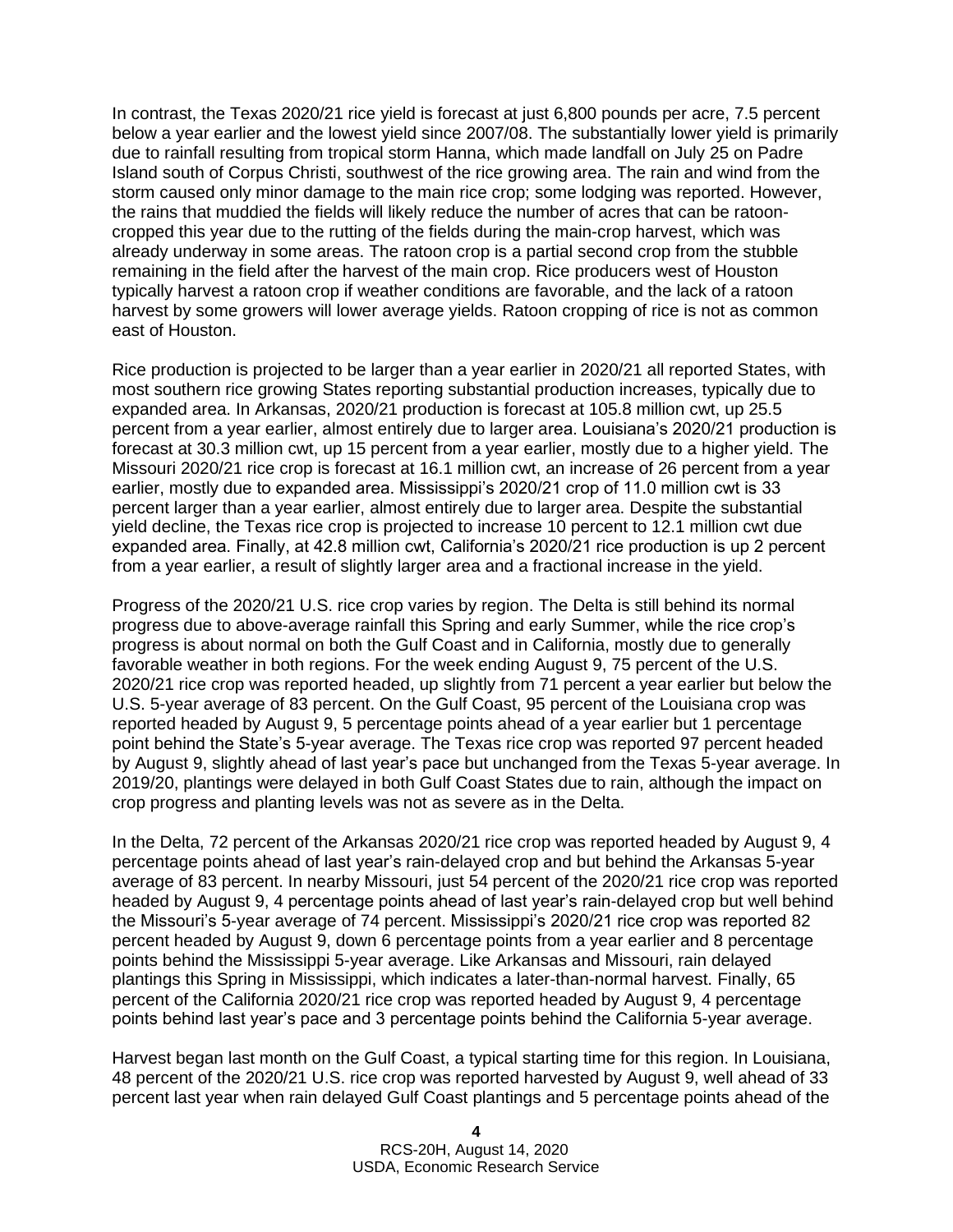In contrast, the Texas 2020/21 rice yield is forecast at just 6,800 pounds per acre, 7.5 percent below a year earlier and the lowest yield since 2007/08. The substantially lower yield is primarily due to rainfall resulting from tropical storm Hanna, which made landfall on July 25 on Padre Island south of Corpus Christi, southwest of the rice growing area. The rain and wind from the storm caused only minor damage to the main rice crop; some lodging was reported. However, the rains that muddied the fields will likely reduce the number of acres that can be ratoon-cropped this year due to the rutting of the fields during the main-crop harvest, which was already underway in some areas. The ratoon crop is a partial second crop from the stubble remaining in the field after the harvest of the main crop. Rice producers west of Houston typically harvest a ratoon crop if weather conditions are favorable, and the lack of a ratoon harvest by some growers will lower average yields. Ratoon cropping of rice is not as common east of Houston.

Rice production is projected to be larger than a year earlier in 2020/21 all reported States, with most southern rice growing States reporting substantial production increases, typically due to expanded area. In Arkansas, 2020/21 production is forecast at 105.8 million cwt, up 25.5 percent from a year earlier, almost entirely due to larger area. Louisiana's 2020/21 production is forecast at 30.3 million cwt, up 15 percent from a year earlier, mostly due to a higher yield. The Missouri 2020/21 rice crop is forecast at 16.1 million cwt, an increase of 26 percent from a year earlier, mostly due to expanded area. Mississippi's 2020/21 crop of 11.0 million cwt is 33 percent larger than a year earlier, almost entirely due to larger area. Despite the substantial yield decline, the Texas rice crop is projected to increase 10 percent to 12.1 million cwt due expanded area. Finally, at 42.8 million cwt, California's 2020/21 rice production is up 2 percent from a year earlier, a result of slightly larger area and a fractional increase in the yield.

Progress of the 2020/21 U.S. rice crop varies by region. The Delta is still behind its normal progress due to above-average rainfall this Spring and early Summer, while the rice crop's progress is about normal on both the Gulf Coast and in California, mostly due to generally favorable weather in both regions. For the week ending August 9, 75 percent of the U.S. 2020/21 rice crop was reported headed, up slightly from 71 percent a year earlier but below the U.S. 5-year average of 83 percent. On the Gulf Coast, 95 percent of the Louisiana crop was reported headed by August 9, 5 percentage points ahead of a year earlier but 1 percentage point behind the State's 5-year average. The Texas rice crop was reported 97 percent headed by August 9, slightly ahead of last year's pace but unchanged from the Texas 5-year average. In 2019/20, plantings were delayed in both Gulf Coast States due to rain, although the impact on crop progress and planting levels was not as severe as in the Delta.

In the Delta, 72 percent of the Arkansas 2020/21 rice crop was reported headed by August 9, 4 percentage points ahead of last year's rain-delayed crop and but behind the Arkansas 5-year average of 83 percent. In nearby Missouri, just 54 percent of the 2020/21 rice crop was reported headed by August 9, 4 percentage points ahead of last year's rain-delayed crop but well behind the Missouri's 5-year average of 74 percent. Mississippi's 2020/21 rice crop was reported 82 percent headed by August 9, down 6 percentage points from a year earlier and 8 percentage points behind the Mississippi 5-year average. Like Arkansas and Missouri, rain delayed plantings this Spring in Mississippi, which indicates a later-than-normal harvest. Finally, 65 percent of the California 2020/21 rice crop was reported headed by August 9, 4 percentage points behind last year's pace and 3 percentage points behind the California 5-year average.

Harvest began last month on the Gulf Coast, a typical starting time for this region. In Louisiana, 48 percent of the 2020/21 U.S. rice crop was reported harvested by August 9, well ahead of 33 percent last year when rain delayed Gulf Coast plantings and 5 percentage points ahead of the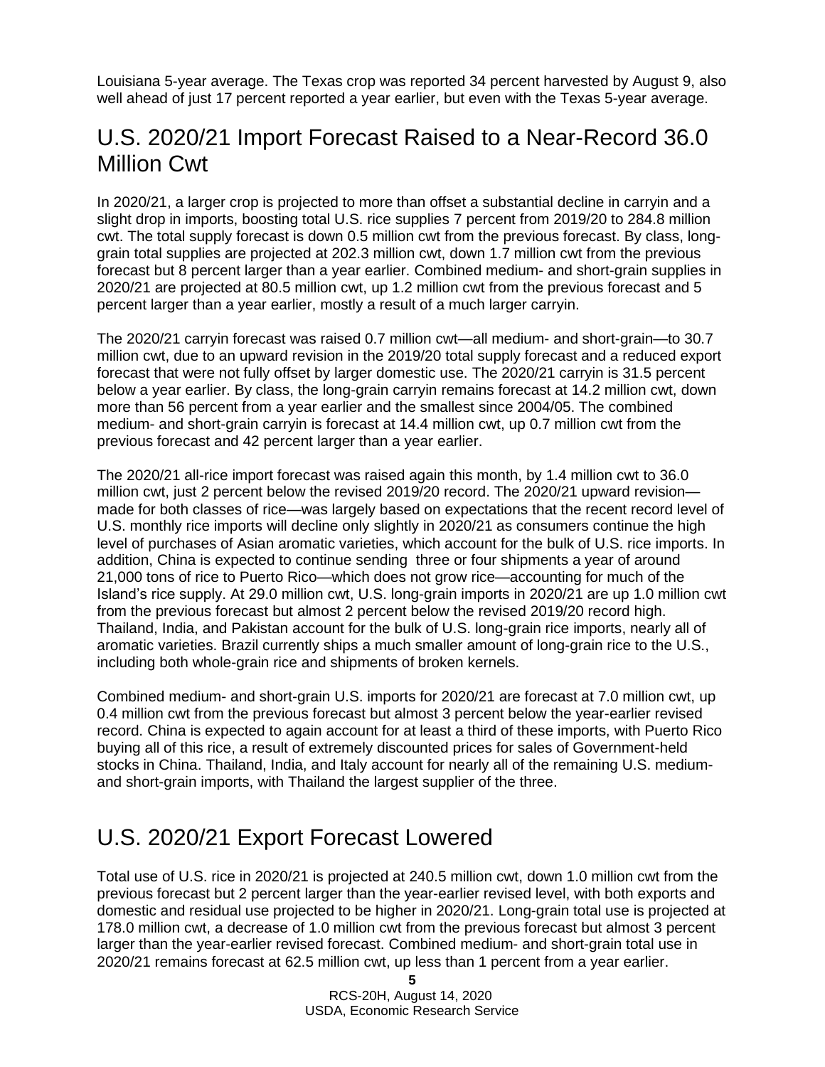Louisiana 5-year average. The Texas crop was reported 34 percent harvested by August 9, also well ahead of just 17 percent reported a year earlier, but even with the Texas 5-year average.

## U.S. 2020/21 Import Forecast Raised to a Near-Record 36.0 Million Cwt

In 2020/21, a larger crop is projected to more than offset a substantial decline in carryin and a slight drop in imports, boosting total U.S. rice supplies 7 percent from 2019/20 to 284.8 million cwt. The total supply forecast is down 0.5 million cwt from the previous forecast. By class, long-grain total supplies are projected at 202.3 million cwt, down 1.7 million cwt from the previous forecast but 8 percent larger than a year earlier. Combined medium- and short-grain supplies in 2020/21 are projected at 80.5 million cwt, up 1.2 million cwt from the previous forecast and 5 percent larger than a year earlier, mostly a result of a much larger carryin.

The 2020/21 carryin forecast was raised 0.7 million cwt—all medium- and short-grain—to 30.7 million cwt, due to an upward revision in the 2019/20 total supply forecast and a reduced export forecast that were not fully offset by larger domestic use. The 2020/21 carryin is 31.5 percent below a year earlier. By class, the long-grain carryin remains forecast at 14.2 million cwt, down more than 56 percent from a year earlier and the smallest since 2004/05. The combined medium- and short-grain carryin is forecast at 14.4 million cwt, up 0.7 million cwt from the previous forecast and 42 percent larger than a year earlier.

The 2020/21 all-rice import forecast was raised again this month, by 1.4 million cwt to 36.0 million cwt, just 2 percent below the revised 2019/20 record. The 2020/21 upward revision—made for both classes of rice—was largely based on expectations that the recent record level of U.S. monthly rice imports will decline only slightly in 2020/21 as consumers continue the high level of purchases of Asian aromatic varieties, which account for the bulk of U.S. rice imports. In addition, China is expected to continue sending three or four shipments a year of around 21,000 tons of rice to Puerto Rico—which does not grow rice—accounting for much of the Island's rice supply. At 29.0 million cwt, U.S. long-grain imports in 2020/21 are up 1.0 million cwt from the previous forecast but almost 2 percent below the revised 2019/20 record high. Thailand, India, and Pakistan account for the bulk of U.S. long-grain rice imports, nearly all of aromatic varieties. Brazil currently ships a much smaller amount of long-grain rice to the U.S., including both whole-grain rice and shipments of broken kernels.

Combined medium- and short-grain U.S. imports for 2020/21 are forecast at 7.0 million cwt, up 0.4 million cwt from the previous forecast but almost 3 percent below the year-earlier revised record. China is expected to again account for at least a third of these imports, with Puerto Rico buying all of this rice, a result of extremely discounted prices for sales of Government-held stocks in China. Thailand, India, and Italy account for nearly all of the remaining U.S. medium- and short-grain imports, with Thailand the largest supplier of the three.

## U.S. 2020/21 Export Forecast Lowered

Total use of U.S. rice in 2020/21 is projected at 240.5 million cwt, down 1.0 million cwt from the previous forecast but 2 percent larger than the year-earlier revised level, with both exports and domestic and residual use projected to be higher in 2020/21. Long-grain total use is projected at 178.0 million cwt, a decrease of 1.0 million cwt from the previous forecast but almost 3 percent larger than the year-earlier revised forecast. Combined medium- and short-grain total use in 2020/21 remains forecast at 62.5 million cwt, up less than 1 percent from a year earlier.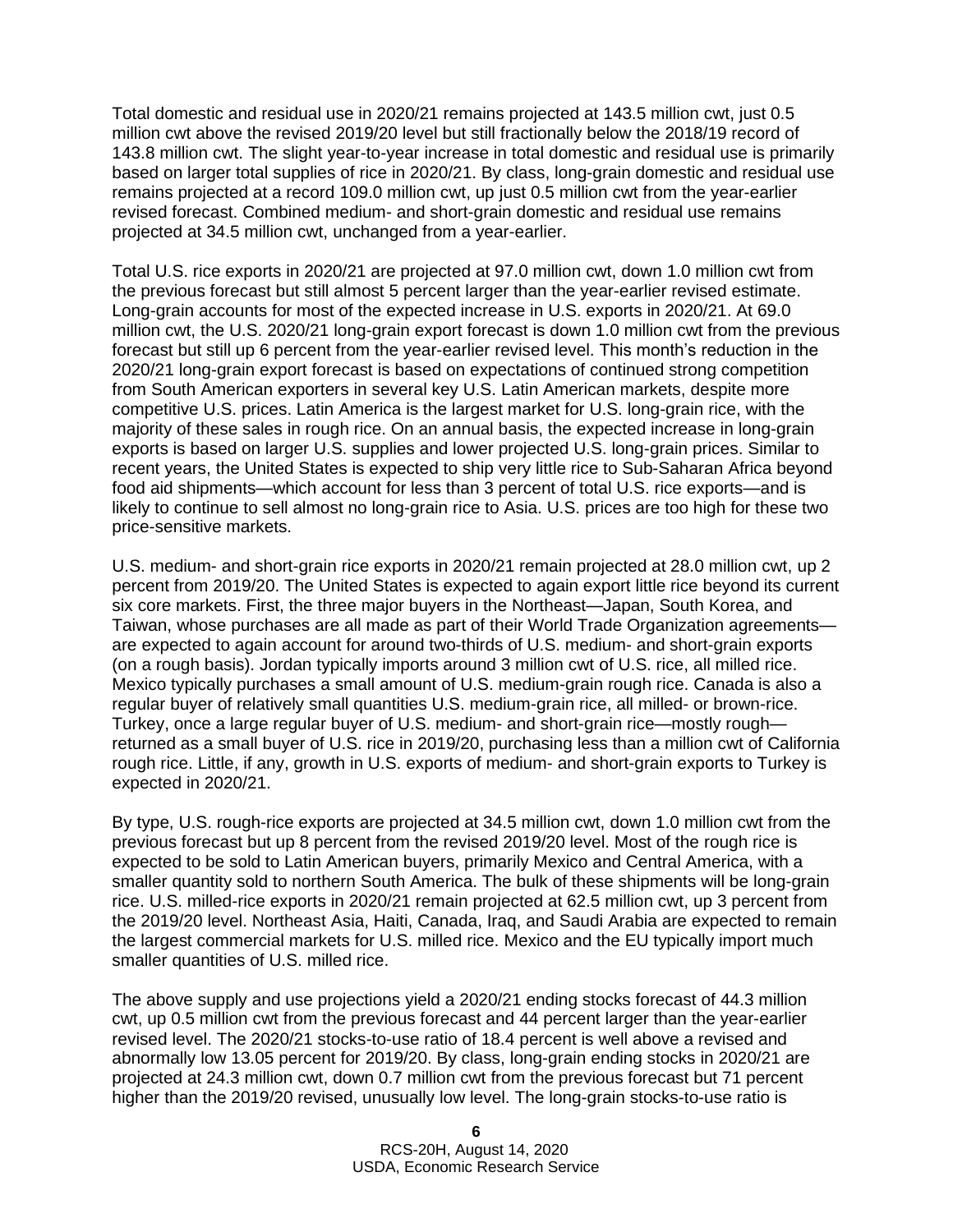Total domestic and residual use in 2020/21 remains projected at 143.5 million cwt, just 0.5 million cwt above the revised 2019/20 level but still fractionally below the 2018/19 record of 143.8 million cwt. The slight year-to-year increase in total domestic and residual use is primarily based on larger total supplies of rice in 2020/21. By class, long-grain domestic and residual use remains projected at a record 109.0 million cwt, up just 0.5 million cwt from the year-earlier revised forecast. Combined medium- and short-grain domestic and residual use remains projected at 34.5 million cwt, unchanged from a year-earlier.

Total U.S. rice exports in 2020/21 are projected at 97.0 million cwt, down 1.0 million cwt from the previous forecast but still almost 5 percent larger than the year-earlier revised estimate. Long-grain accounts for most of the expected increase in U.S. exports in 2020/21. At 69.0 million cwt, the U.S. 2020/21 long-grain export forecast is down 1.0 million cwt from the previous forecast but still up 6 percent from the year-earlier revised level. This month's reduction in the 2020/21 long-grain export forecast is based on expectations of continued strong competition from South American exporters in several key U.S. Latin American markets, despite more competitive U.S. prices. Latin America is the largest market for U.S. long-grain rice, with the majority of these sales in rough rice. On an annual basis, the expected increase in long-grain exports is based on larger U.S. supplies and lower projected U.S. long-grain prices. Similar to recent years, the United States is expected to ship very little rice to Sub-Saharan Africa beyond food aid shipments—which account for less than 3 percent of total U.S. rice exports—and is likely to continue to sell almost no long-grain rice to Asia. U.S. prices are too high for these two price-sensitive markets.

U.S. medium- and short-grain rice exports in 2020/21 remain projected at 28.0 million cwt, up 2 percent from 2019/20. The United States is expected to again export little rice beyond its current six core markets. First, the three major buyers in the Northeast—Japan, South Korea, and Taiwan, whose purchases are all made as part of their World Trade Organization agreements—are expected to again account for around two-thirds of U.S. medium- and short-grain exports (on a rough basis). Jordan typically imports around 3 million cwt of U.S. rice, all milled rice. Mexico typically purchases a small amount of U.S. medium-grain rough rice. Canada is also a regular buyer of relatively small quantities U.S. medium-grain rice, all milled- or brown-rice. Turkey, once a large regular buyer of U.S. medium- and short-grain rice—mostly rough—returned as a small buyer of U.S. rice in 2019/20, purchasing less than a million cwt of California rough rice. Little, if any, growth in U.S. exports of medium- and short-grain exports to Turkey is expected in 2020/21.

By type, U.S. rough-rice exports are projected at 34.5 million cwt, down 1.0 million cwt from the previous forecast but up 8 percent from the revised 2019/20 level. Most of the rough rice is expected to be sold to Latin American buyers, primarily Mexico and Central America, with a smaller quantity sold to northern South America. The bulk of these shipments will be long-grain rice. U.S. milled-rice exports in 2020/21 remain projected at 62.5 million cwt, up 3 percent from the 2019/20 level. Northeast Asia, Haiti, Canada, Iraq, and Saudi Arabia are expected to remain the largest commercial markets for U.S. milled rice. Mexico and the EU typically import much smaller quantities of U.S. milled rice.

The above supply and use projections yield a 2020/21 ending stocks forecast of 44.3 million cwt, up 0.5 million cwt from the previous forecast and 44 percent larger than the year-earlier revised level. The 2020/21 stocks-to-use ratio of 18.4 percent is well above a revised and abnormally low 13.05 percent for 2019/20. By class, long-grain ending stocks in 2020/21 are projected at 24.3 million cwt, down 0.7 million cwt from the previous forecast but 71 percent higher than the 2019/20 revised, unusually low level. The long-grain stocks-to-use ratio is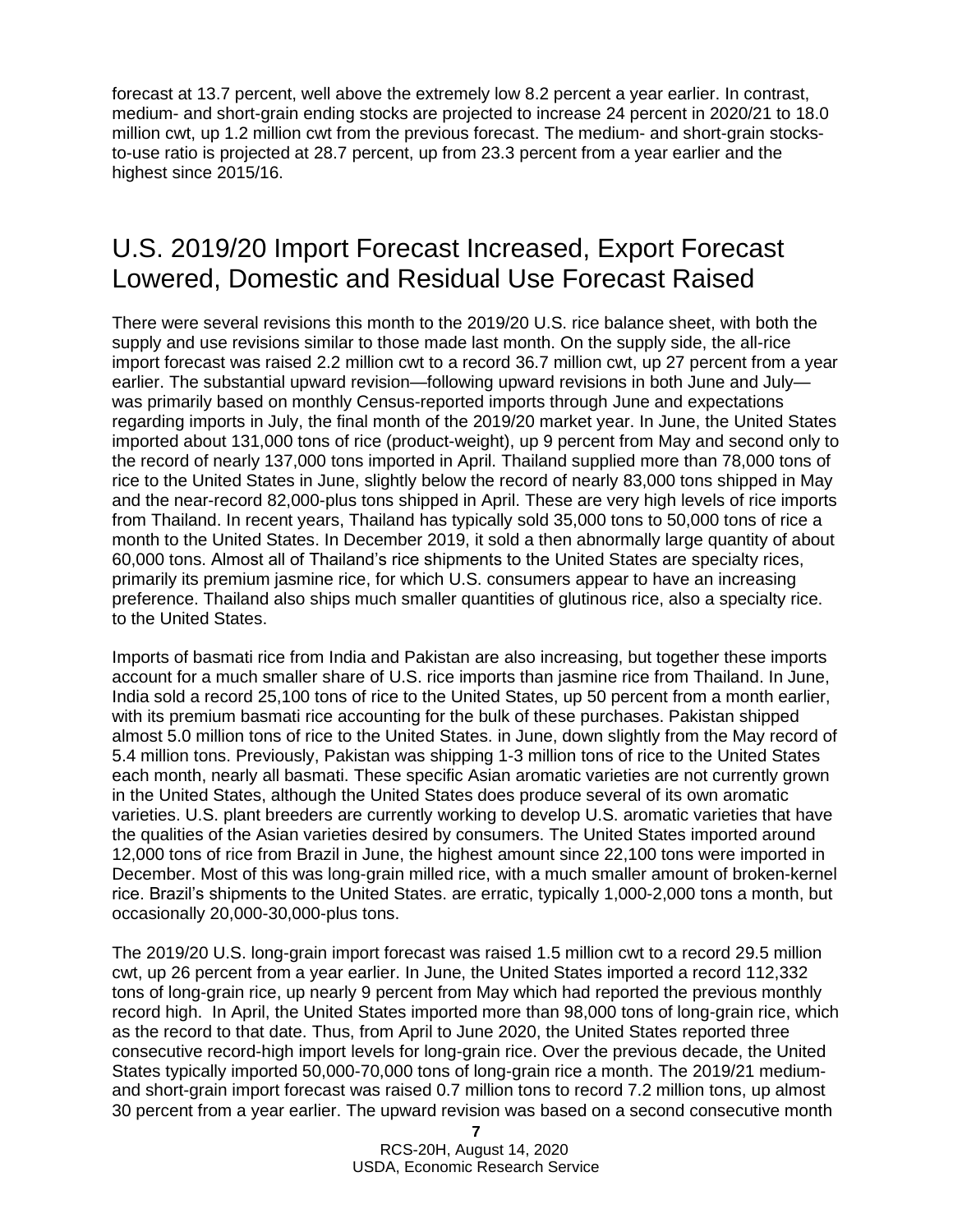forecast at 13.7 percent, well above the extremely low 8.2 percent a year earlier. In contrast, medium- and short-grain ending stocks are projected to increase 24 percent in 2020/21 to 18.0 million cwt, up 1.2 million cwt from the previous forecast. The medium- and short-grain stocks-to-use ratio is projected at 28.7 percent, up from 23.3 percent from a year earlier and the highest since 2015/16.

## U.S. 2019/20 Import Forecast Increased, Export Forecast Lowered, Domestic and Residual Use Forecast Raised

There were several revisions this month to the 2019/20 U.S. rice balance sheet, with both the supply and use revisions similar to those made last month. On the supply side, the all-rice import forecast was raised 2.2 million cwt to a record 36.7 million cwt, up 27 percent from a year earlier. The substantial upward revision—following upward revisions in both June and July—was primarily based on monthly Census-reported imports through June and expectations regarding imports in July, the final month of the 2019/20 market year. In June, the United States imported about 131,000 tons of rice (product-weight), up 9 percent from May and second only to the record of nearly 137,000 tons imported in April. Thailand supplied more than 78,000 tons of rice to the United States in June, slightly below the record of nearly 83,000 tons shipped in May and the near-record 82,000-plus tons shipped in April. These are very high levels of rice imports from Thailand. In recent years, Thailand has typically sold 35,000 tons to 50,000 tons of rice a month to the United States. In December 2019, it sold a then abnormally large quantity of about 60,000 tons. Almost all of Thailand's rice shipments to the United States are specialty rices, primarily its premium jasmine rice, for which U.S. consumers appear to have an increasing preference. Thailand also ships much smaller quantities of glutinous rice, also a specialty rice. to the United States.

Imports of basmati rice from India and Pakistan are also increasing, but together these imports account for a much smaller share of U.S. rice imports than jasmine rice from Thailand. In June, India sold a record 25,100 tons of rice to the United States, up 50 percent from a month earlier, with its premium basmati rice accounting for the bulk of these purchases. Pakistan shipped almost 5.0 million tons of rice to the United States. in June, down slightly from the May record of 5.4 million tons. Previously, Pakistan was shipping 1-3 million tons of rice to the United States each month, nearly all basmati. These specific Asian aromatic varieties are not currently grown in the United States, although the United States does produce several of its own aromatic varieties. U.S. plant breeders are currently working to develop U.S. aromatic varieties that have the qualities of the Asian varieties desired by consumers. The United States imported around 12,000 tons of rice from Brazil in June, the highest amount since 22,100 tons were imported in December. Most of this was long-grain milled rice, with a much smaller amount of broken-kernel rice. Brazil's shipments to the United States. are erratic, typically 1,000-2,000 tons a month, but occasionally 20,000-30,000-plus tons.

The 2019/20 U.S. long-grain import forecast was raised 1.5 million cwt to a record 29.5 million cwt, up 26 percent from a year earlier. In June, the United States imported a record 112,332 tons of long-grain rice, up nearly 9 percent from May which had reported the previous monthly record high. In April, the United States imported more than 98,000 tons of long-grain rice, which as the record to that date. Thus, from April to June 2020, the United States reported three consecutive record-high import levels for long-grain rice. Over the previous decade, the United States typically imported 50,000-70,000 tons of long-grain rice a month. The 2019/21 medium- and short-grain import forecast was raised 0.7 million tons to record 7.2 million tons, up almost 30 percent from a year earlier. The upward revision was based on a second consecutive month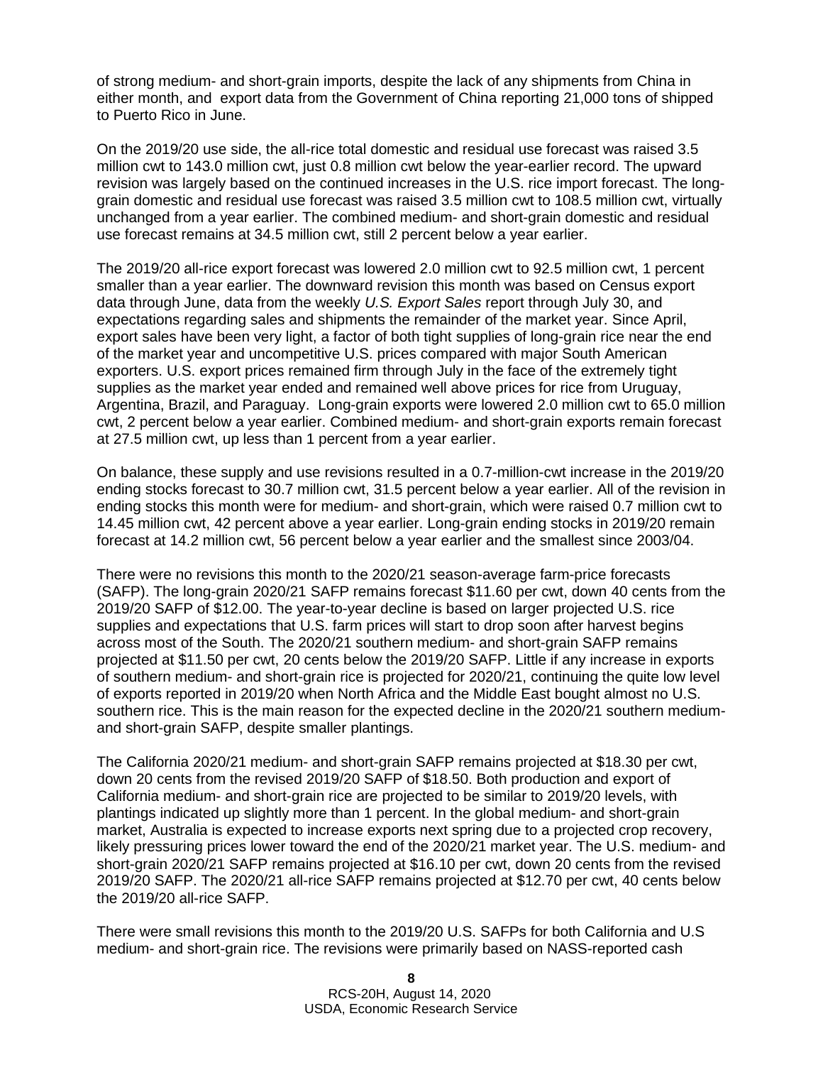of strong medium- and short-grain imports, despite the lack of any shipments from China in either month, and  export data from the Government of China reporting 21,000 tons of shipped to Puerto Rico in June.

On the 2019/20 use side, the all-rice total domestic and residual use forecast was raised 3.5 million cwt to 143.0 million cwt, just 0.8 million cwt below the year-earlier record. The upward revision was largely based on the continued increases in the U.S. rice import forecast. The long-grain domestic and residual use forecast was raised 3.5 million cwt to 108.5 million cwt, virtually unchanged from a year earlier. The combined medium- and short-grain domestic and residual use forecast remains at 34.5 million cwt, still 2 percent below a year earlier.

The 2019/20 all-rice export forecast was lowered 2.0 million cwt to 92.5 million cwt, 1 percent smaller than a year earlier. The downward revision this month was based on Census export data through June, data from the weekly *U.S. Export Sales* report through July 30, and expectations regarding sales and shipments the remainder of the market year. Since April, export sales have been very light, a factor of both tight supplies of long-grain rice near the end of the market year and uncompetitive U.S. prices compared with major South American exporters. U.S. export prices remained firm through July in the face of the extremely tight supplies as the market year ended and remained well above prices for rice from Uruguay, Argentina, Brazil, and Paraguay.  Long-grain exports were lowered 2.0 million cwt to 65.0 million cwt, 2 percent below a year earlier. Combined medium- and short-grain exports remain forecast at 27.5 million cwt, up less than 1 percent from a year earlier.

On balance, these supply and use revisions resulted in a 0.7-million-cwt increase in the 2019/20 ending stocks forecast to 30.7 million cwt, 31.5 percent below a year earlier. All of the revision in ending stocks this month were for medium- and short-grain, which were raised 0.7 million cwt to 14.45 million cwt, 42 percent above a year earlier. Long-grain ending stocks in 2019/20 remain forecast at 14.2 million cwt, 56 percent below a year earlier and the smallest since 2003/04.

There were no revisions this month to the 2020/21 season-average farm-price forecasts (SAFP). The long-grain 2020/21 SAFP remains forecast $11.60 per cwt, down 40 cents from the 2019/20 SAFP of $12.00. The year-to-year decline is based on larger projected U.S. rice supplies and expectations that U.S. farm prices will start to drop soon after harvest begins across most of the South. The 2020/21 southern medium- and short-grain SAFP remains projected at $11.50 per cwt, 20 cents below the 2019/20 SAFP. Little if any increase in exports of southern medium- and short-grain rice is projected for 2020/21, continuing the quite low level of exports reported in 2019/20 when North Africa and the Middle East bought almost no U.S. southern rice. This is the main reason for the expected decline in the 2020/21 southern medium- and short-grain SAFP, despite smaller plantings.

The California 2020/21 medium- and short-grain SAFP remains projected at $18.30 per cwt, down 20 cents from the revised 2019/20 SAFP of $18.50. Both production and export of California medium- and short-grain rice are projected to be similar to 2019/20 levels, with plantings indicated up slightly more than 1 percent. In the global medium- and short-grain market, Australia is expected to increase exports next spring due to a projected crop recovery, likely pressuring prices lower toward the end of the 2020/21 market year. The U.S. medium- and short-grain 2020/21 SAFP remains projected at $16.10 per cwt, down 20 cents from the revised 2019/20 SAFP. The 2020/21 all-rice SAFP remains projected at $12.70 per cwt, 40 cents below the 2019/20 all-rice SAFP.

There were small revisions this month to the 2019/20 U.S. SAFPs for both California and U.S medium- and short-grain rice. The revisions were primarily based on NASS-reported cash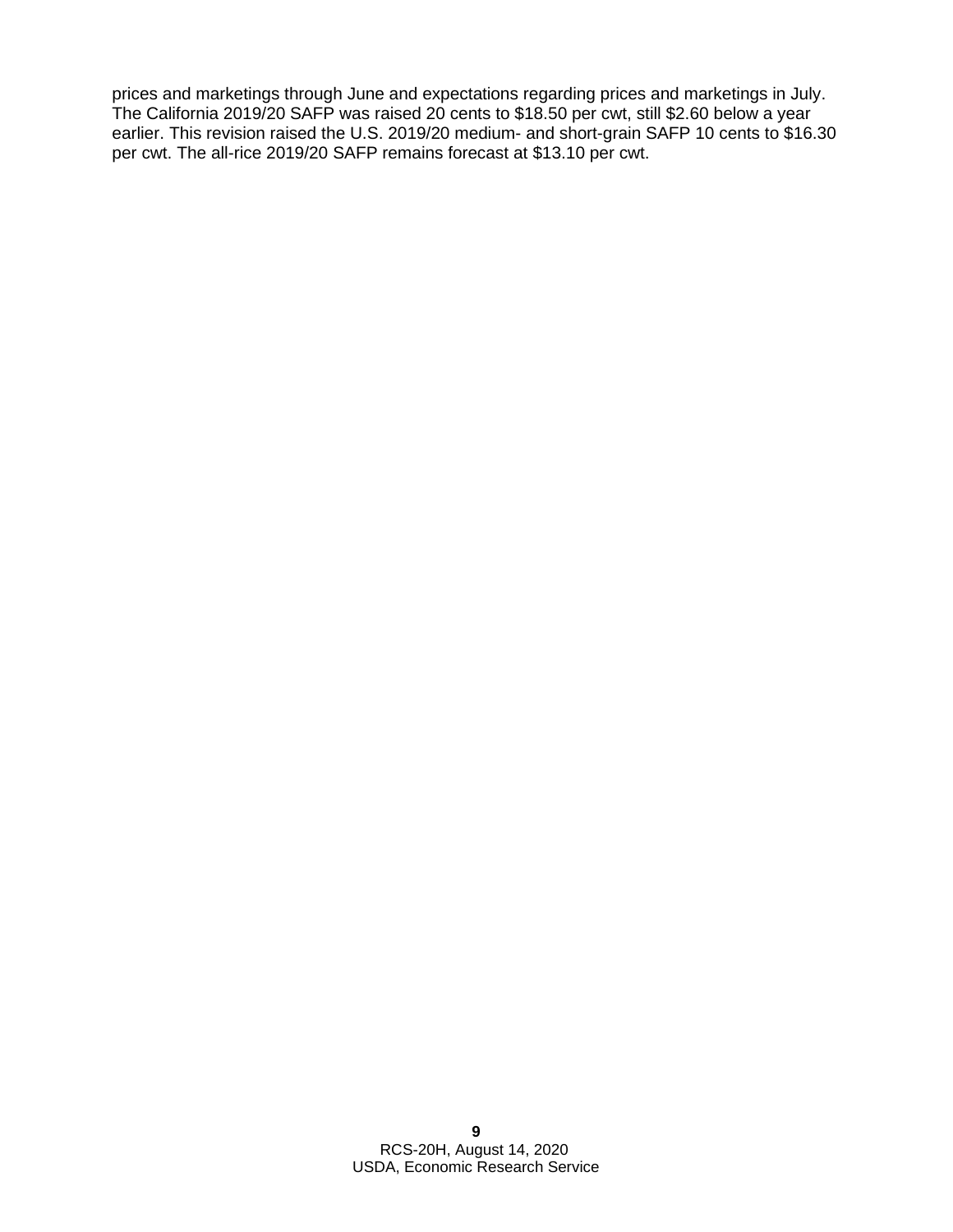prices and marketings through June and expectations regarding prices and marketings in July. The California 2019/20 SAFP was raised 20 cents to $18.50 per cwt, still $2.60 below a year earlier. This revision raised the U.S. 2019/20 medium- and short-grain SAFP 10 cents to $16.30 per cwt. The all-rice 2019/20 SAFP remains forecast at $13.10 per cwt.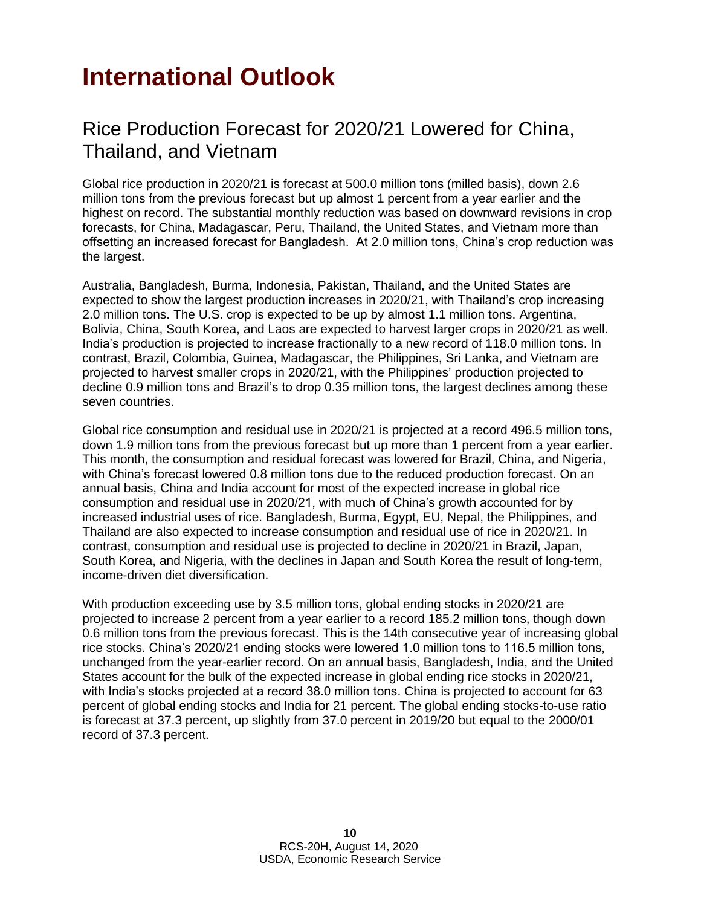# International Outlook

## Rice Production Forecast for 2020/21 Lowered for China, Thailand, and Vietnam

Global rice production in 2020/21 is forecast at 500.0 million tons (milled basis), down 2.6 million tons from the previous forecast but up almost 1 percent from a year earlier and the highest on record. The substantial monthly reduction was based on downward revisions in crop forecasts, for China, Madagascar, Peru, Thailand, the United States, and Vietnam more than offsetting an increased forecast for Bangladesh. At 2.0 million tons, China's crop reduction was the largest.

Australia, Bangladesh, Burma, Indonesia, Pakistan, Thailand, and the United States are expected to show the largest production increases in 2020/21, with Thailand's crop increasing 2.0 million tons. The U.S. crop is expected to be up by almost 1.1 million tons. Argentina, Bolivia, China, South Korea, and Laos are expected to harvest larger crops in 2020/21 as well. India's production is projected to increase fractionally to a new record of 118.0 million tons. In contrast, Brazil, Colombia, Guinea, Madagascar, the Philippines, Sri Lanka, and Vietnam are projected to harvest smaller crops in 2020/21, with the Philippines' production projected to decline 0.9 million tons and Brazil's to drop 0.35 million tons, the largest declines among these seven countries.

Global rice consumption and residual use in 2020/21 is projected at a record 496.5 million tons, down 1.9 million tons from the previous forecast but up more than 1 percent from a year earlier. This month, the consumption and residual forecast was lowered for Brazil, China, and Nigeria, with China's forecast lowered 0.8 million tons due to the reduced production forecast. On an annual basis, China and India account for most of the expected increase in global rice consumption and residual use in 2020/21, with much of China's growth accounted for by increased industrial uses of rice. Bangladesh, Burma, Egypt, EU, Nepal, the Philippines, and Thailand are also expected to increase consumption and residual use of rice in 2020/21. In contrast, consumption and residual use is projected to decline in 2020/21 in Brazil, Japan, South Korea, and Nigeria, with the declines in Japan and South Korea the result of long-term, income-driven diet diversification.

With production exceeding use by 3.5 million tons, global ending stocks in 2020/21 are projected to increase 2 percent from a year earlier to a record 185.2 million tons, though down 0.6 million tons from the previous forecast. This is the 14th consecutive year of increasing global rice stocks. China's 2020/21 ending stocks were lowered 1.0 million tons to 116.5 million tons, unchanged from the year-earlier record. On an annual basis, Bangladesh, India, and the United States account for the bulk of the expected increase in global ending rice stocks in 2020/21, with India's stocks projected at a record 38.0 million tons. China is projected to account for 63 percent of global ending stocks and India for 21 percent. The global ending stocks-to-use ratio is forecast at 37.3 percent, up slightly from 37.0 percent in 2019/20 but equal to the 2000/01 record of 37.3 percent.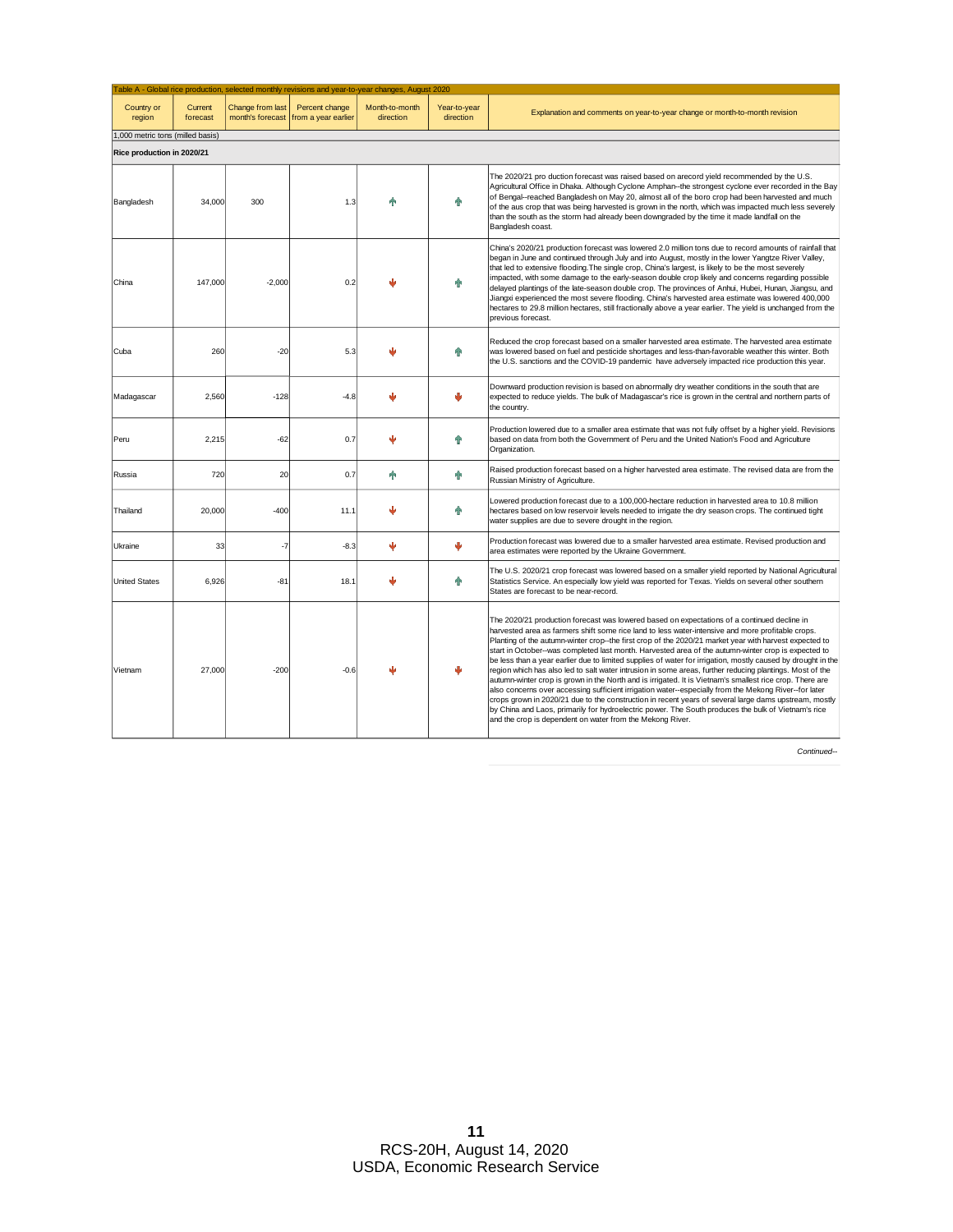Table A - Global rice production, selected monthly revisions and year-to-year changes, August 2020

| Country or region | Current forecast | Change from last month's forecast | Percent change from a year earlier | Month-to-month direction | Year-to-year direction | Explanation and comments on year-to-year change or month-to-month revision |
|---|---|---|---|---|---|---|
| 1,000 metric tons (milled basis) | | | | | | |
| **Rice production in 2020/21** | | | | | | |
| Bangladesh | 34,000 | 300 | 1.3 | ↑ | ↑ | The 2020/21 pro duction forecast was raised based on arecord yield recommended by the U.S. Agricultural Office in Dhaka. Although Cyclone Amphan--the strongest cyclone ever recorded in the Bay of Bengal--reached Bangladesh on May 20, almost all of the boro crop had been harvested and much of the aus crop that was being harvested is grown in the north, which was impacted much less severely than the south as the storm had already been downgraded by the time it made landfall on the Bangladesh coast. |
| China | 147,000 | -2,000 | 0.2 | ↓ | ↑ | China's 2020/21 production forecast was lowered 2.0 million tons due to record amounts of rainfall that began in June and continued through July and into August, mostly in the lower Yangtze River Valley, that led to extensive flooding.The single crop, China's largest, is likely to be the most severely impacted, with some damage to the early-season double crop likely and concerns regarding possible delayed plantings of the late-season double crop. The provinces of Anhui, Hubei, Hunan, Jiangsu, and Jiangxi experienced the most severe flooding. China's harvested area estimate was lowered 400,000 hectares to 29.8 million hectares, still fractionally above a year earlier. The yield is unchanged from the previous forecast. |
| Cuba | 260 | -20 | 5.3 | ↓ | ↑ | Reduced the crop forecast based on a smaller harvested area estimate. The harvested area estimate was lowered based on fuel and pesticide shortages and less-than-favorable weather this winter. Both the U.S. sanctions and the COVID-19 pandemic have adversely impacted rice production this year. |
| Madagascar | 2,560 | -128 | -4.8 | ↓ | ↓ | Downward production revision is based on abnormally dry weather conditions in the south that are expected to reduce yields. The bulk of Madagascar's rice is grown in the central and northern parts of the country. |
| Peru | 2,215 | -62 | 0.7 | ↓ | ↑ | Production lowered due to a smaller area estimate that was not fully offset by a higher yield. Revisions based on data from both the Government of Peru and the United Nation's Food and Agriculture Organization. |
| Russia | 720 | 20 | 0.7 | ↑ | ↑ | Raised production forecast based on a higher harvested area estimate. The revised data are from the Russian Ministry of Agriculture. |
| Thailand | 20,000 | -400 | 11.1 | ↓ | ↑ | Lowered production forecast due to a 100,000-hectare reduction in harvested area to 10.8 million hectares based on low reservoir levels needed to irrigate the dry season crops. The continued tight water supplies are due to severe drought in the region. |
| Ukraine | 33 | -7 | -8.3 | ↓ | ↓ | Production forecast was lowered due to a smaller harvested area estimate. Revised production and area estimates were reported by the Ukraine Government. |
| United States | 6,926 | -81 | 18.1 | ↓ | ↑ | The U.S. 2020/21 crop forecast was lowered based on a smaller yield reported by National Agricultural Statistics Service. An especially low yield was reported for Texas. Yields on several other southern States are forecast to be near-record. |
| Vietnam | 27,000 | -200 | -0.6 | ↓ | ↓ | The 2020/21 production forecast was lowered based on expectations of a continued decline in harvested area as farmers shift some rice land to less water-intensive and more profitable crops. Planting of the autumn-winter crop--the first crop of the 2020/21 market year with harvest expected to start in October--was completed last month. Harvested area of the autumn-winter crop is expected to be less than a year earlier due to limited supplies of water for irrigation, mostly caused by drought in the region which has also led to salt water intrusion in some areas, further reducing plantings. Most of the autumn-winter crop is grown in the North and is irrigated. It is Vietnam's smallest rice crop. There are also concerns over accessing sufficient irrigation water--especially from the Mekong River--for later crops grown in 2020/21 due to the construction in recent years of several large dams upstream, mostly by China and Laos, primarily for hydroelectric power. The South produces the bulk of Vietnam's rice and the crop is dependent on water from the Mekong River. |

*Continued--*

RCS-20H, August 14, 2020
USDA, Economic Research Service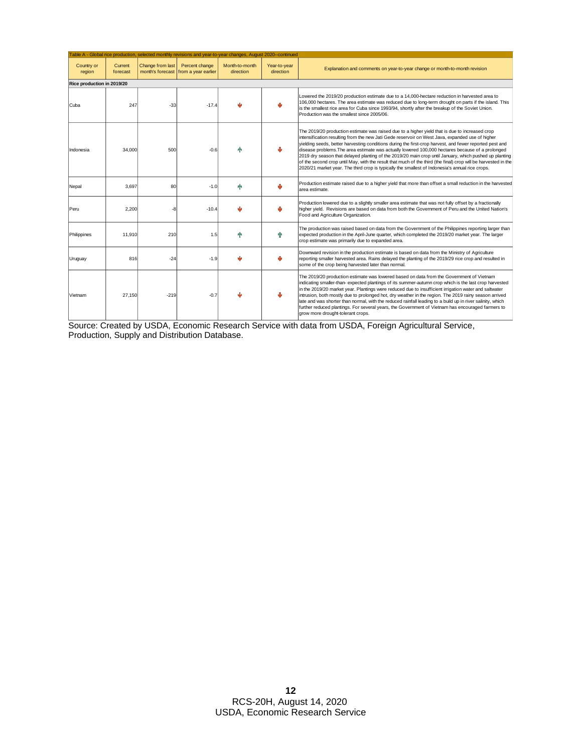Table A - Global rice production, selected monthly revisions and year-to-year changes, August 2020--continued

| Country or region | Current forecast | Change from last month's forecast | Percent change from a year earlier | Month-to-month direction | Year-to-year direction | Explanation and comments on year-to-year change or month-to-month revision |
|---|---|---|---|---|---|---|
| **Rice production in 2019/20** | | | | | | |
| Cuba | 247 | -33 | -17.4 | ↓ | ↓ | Lowered the 2019/20 production estimate due to a 14,000-hectare reduction in harvested area to 106,000 hectares. The area estimate was reduced due to long-term drought on parts if the island. This is the smallest rice area for Cuba since 1993/94, shortly after the breakup of the Soviet Union. Production was the smallest since 2005/06. |
| Indonesia | 34,000 | 500 | -0.6 | ↑ | ↓ | The 2019/20 production estimate was raised due to a higher yield that is due to increased crop intensification resulting from the new Jati Gede reservoir on West Java, expanded use of higher yielding seeds, better harvesting conditions during the first-crop harvest, and fewer reported pest and disease problems.The area estimate was actually lowered 100,000 hectares because of a prolonged 2019 dry season that delayed planting of the 2019/20 main crop until January, which pushed up planting of the second crop until May, with the result that much of the third (the final) crop will be harvested in the 2020/21 market year. The third crop is typically the smallest of Indonesia's annual rice crops. |
| Nepal | 3,697 | 80 | -1.0 | ↑ | ↓ | Production estimate raised due to a higher yield that more than offset a small reduction in the harvested area estimate. |
| Peru | 2,200 | -8 | -10.4 | ↓ | ↓ | Production lowered due to a slightly smaller area estimate that was not fully offset by a fractionally higher yield. Revisions are based on data from both the Government of Peru and the United Nation's Food and Agriculture Organization. |
| Philippines | 11,910 | 210 | 1.5 | ↑ | ↑ | The production was raised based on data from the Government of the Philippines reporting larger than expected production in the April-June quarter, which completed the 2019/20 market year. The larger crop estimate was primarily due to expanded area. |
| Uruguay | 816 | -24 | -1.9 | ↓ | ↓ | Downward revision in the production estimate is based on data from the Ministry of Agriculture reporting smaller harvested area. Rains delayed the planting of the 2019/29 rice crop and resulted in some of the crop being harvested later than normal. |
| Vietnam | 27,150 | -219 | -0.7 | ↓ | ↓ | The 2019/20 production estimate was lowered based on data from the Government of Vietnam indicating smaller-than- expected plantings of its summer-autumn crop which is the last crop harvested in the 2019/20 market year. Plantings were reduced due to insufficient irrigation water and saltwater intrusion, both mostly due to prolonged hot, dry weather in the region. The 2019 rainy season arrived late and was shorter than normal, with the reduced rainfall leading to a build up in river salinity, which further reduced plantings. For several years, the Government of Vietnam has encouraged farmers to grow more drought-tolerant crops. |

Source: Created by USDA, Economic Research Service with data from USDA, Foreign Agricultural Service, Production, Supply and Distribution Database.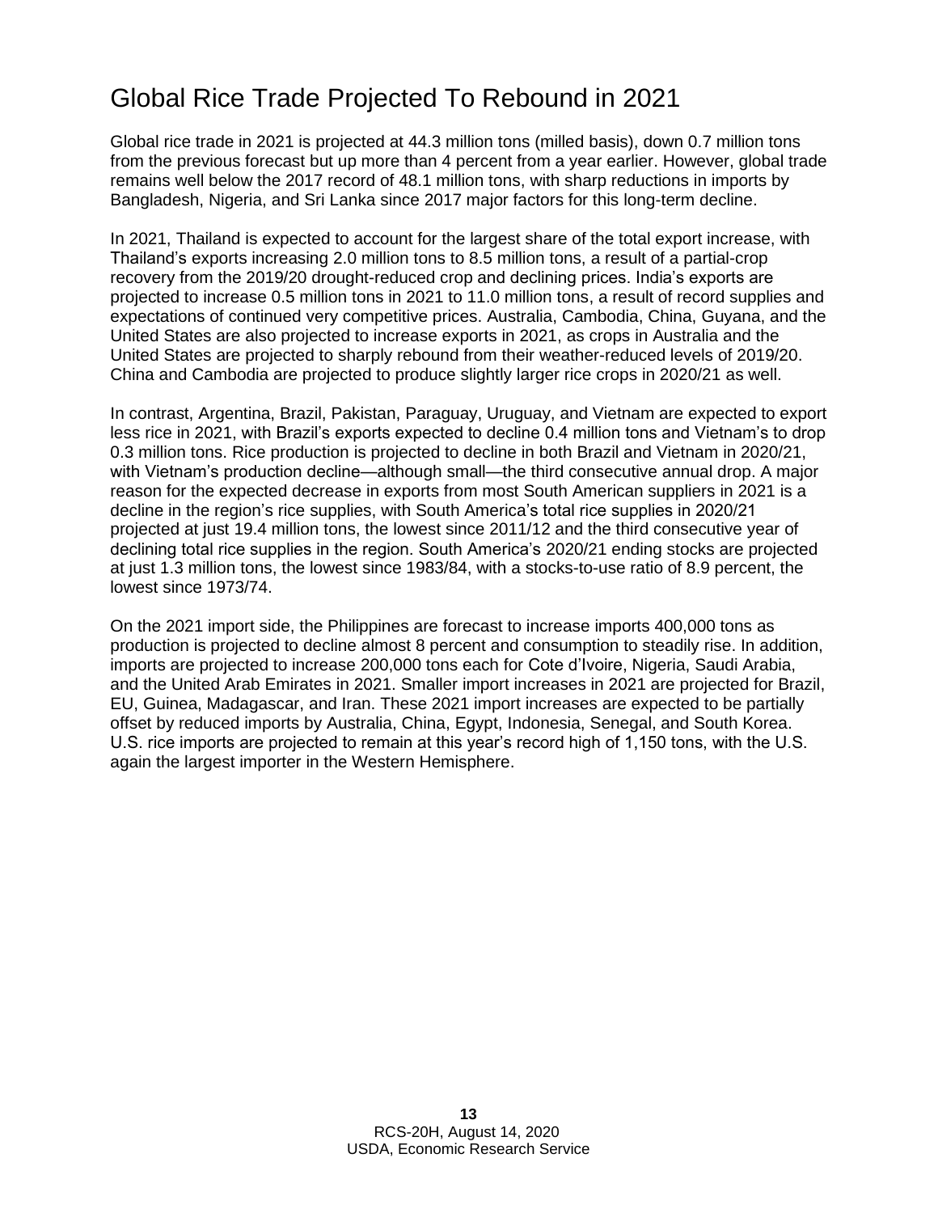# Global Rice Trade Projected To Rebound in 2021

Global rice trade in 2021 is projected at 44.3 million tons (milled basis), down 0.7 million tons from the previous forecast but up more than 4 percent from a year earlier. However, global trade remains well below the 2017 record of 48.1 million tons, with sharp reductions in imports by Bangladesh, Nigeria, and Sri Lanka since 2017 major factors for this long-term decline.

In 2021, Thailand is expected to account for the largest share of the total export increase, with Thailand's exports increasing 2.0 million tons to 8.5 million tons, a result of a partial-crop recovery from the 2019/20 drought-reduced crop and declining prices. India's exports are projected to increase 0.5 million tons in 2021 to 11.0 million tons, a result of record supplies and expectations of continued very competitive prices. Australia, Cambodia, China, Guyana, and the United States are also projected to increase exports in 2021, as crops in Australia and the United States are projected to sharply rebound from their weather-reduced levels of 2019/20. China and Cambodia are projected to produce slightly larger rice crops in 2020/21 as well.

In contrast, Argentina, Brazil, Pakistan, Paraguay, Uruguay, and Vietnam are expected to export less rice in 2021, with Brazil's exports expected to decline 0.4 million tons and Vietnam's to drop 0.3 million tons. Rice production is projected to decline in both Brazil and Vietnam in 2020/21, with Vietnam's production decline—although small—the third consecutive annual drop. A major reason for the expected decrease in exports from most South American suppliers in 2021 is a decline in the region's rice supplies, with South America's total rice supplies in 2020/21 projected at just 19.4 million tons, the lowest since 2011/12 and the third consecutive year of declining total rice supplies in the region. South America's 2020/21 ending stocks are projected at just 1.3 million tons, the lowest since 1983/84, with a stocks-to-use ratio of 8.9 percent, the lowest since 1973/74.

On the 2021 import side, the Philippines are forecast to increase imports 400,000 tons as production is projected to decline almost 8 percent and consumption to steadily rise. In addition, imports are projected to increase 200,000 tons each for Cote d'Ivoire, Nigeria, Saudi Arabia, and the United Arab Emirates in 2021. Smaller import increases in 2021 are projected for Brazil, EU, Guinea, Madagascar, and Iran. These 2021 import increases are expected to be partially offset by reduced imports by Australia, China, Egypt, Indonesia, Senegal, and South Korea. U.S. rice imports are projected to remain at this year's record high of 1,150 tons, with the U.S. again the largest importer in the Western Hemisphere.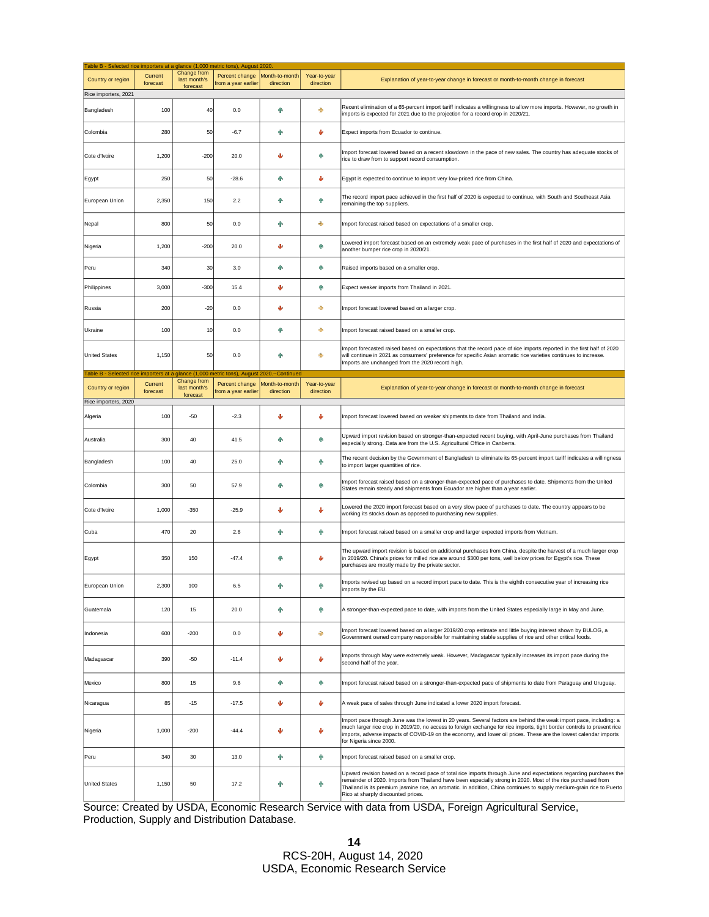Table B - Selected rice importers at a glance (1,000 metric tons), August 2020.

| Country or region | Current forecast | Change from last month's forecast | Percent change from a year earlier | Month-to-month direction | Year-to-year direction | Explanation of year-to-year change in forecast or month-to-month change in forecast |
|---|---|---|---|---|---|---|
| **Rice importers, 2021** | | | | | | |
| Bangladesh | 100 | 40 | 0.0 | ↑ | → | Recent elimination of a 65-percent import tariff indicates a willingness to allow more imports. However, no growth in imports is expected for 2021 due to the projection for a record crop in 2020/21. |
| Colombia | 280 | 50 | -6.7 | ↑ | ↓ | Expect imports from Ecuador to continue. |
| Cote d'Ivoire | 1,200 | -200 | 20.0 | ↓ | ↑ | Import forecast lowered based on a recent slowdown in the pace of new sales. The country has adequate stocks of rice to draw from to support record consumption. |
| Egypt | 250 | 50 | -28.6 | ↑ | ↓ | Egypt is expected to continue to import very low-priced rice from China. |
| European Union | 2,350 | 150 | 2.2 | ↑ | ↑ | The record import pace achieved in the first half of 2020 is expected to continue, with South and Southeast Asia remaining the top suppliers. |
| Nepal | 800 | 50 | 0.0 | ↑ | → | Import forecast raised based on expectations of a smaller crop. |
| Nigeria | 1,200 | -200 | 20.0 | ↓ | ↑ | Lowered import forecast based on an extremely weak pace of purchases in the first half of 2020 and expectations of another bumper rice crop in 2020/21. |
| Peru | 340 | 30 | 3.0 | ↑ | ↑ | Raised imports based on a smaller crop. |
| Philippines | 3,000 | -300 | 15.4 | ↓ | ↑ | Expect weaker imports from Thailand in 2021. |
| Russia | 200 | -20 | 0.0 | ↓ | → | Import forecast lowered based on a larger crop. |
| Ukraine | 100 | 10 | 0.0 | ↑ | → | Import forecast raised based on a smaller crop. |
| United States | 1,150 | 50 | 0.0 | ↑ | → | Import forecasted raised based on expectations that the record pace of rice imports reported in the first half of 2020 will continue in 2021 as consumers' preference for specific Asian aromatic rice varieties continues to increase. Imports are unchanged from the 2020 record high. |

Table B - Selected rice importers at a glance (1,000 metric tons), August 2020.--Continued

| Country or region | Current forecast | Change from last month's forecast | Percent change from a year earlier | Month-to-month direction | Year-to-year direction | Explanation of year-to-year change in forecast or month-to-month change in forecast |
|---|---|---|---|---|---|---|
| **Rice importers, 2020** | | | | | | |
| Algeria | 100 | -50 | -2.3 | ↓ | ↓ | Import forecast lowered based on weaker shipments to date from Thailand and India. |
| Australia | 300 | 40 | 41.5 | ↑ | ↑ | Upward import revision based on stronger-than-expected recent buying, with April-June purchases from Thailand especially strong. Data are from the U.S. Agricultural Office in Canberra. |
| Bangladesh | 100 | 40 | 25.0 | ↑ | ↑ | The recent decision by the Government of Bangladesh to eliminate its 65-percent import tariff indicates a willingness to import larger quantities of rice. |
| Colombia | 300 | 50 | 57.9 | ↑ | ↑ | Import forecast raised based on a stronger-than-expected pace of purchases to date. Shipments from the United States remain steady and shipments from Ecuador are higher than a year earlier. |
| Cote d'Ivoire | 1,000 | -350 | -25.9 | ↓ | ↓ | Lowered the 2020 import forecast based on a very slow pace of purchases to date. The country appears to be working its stocks down as opposed to purchasing new supplies. |
| Cuba | 470 | 20 | 2.8 | ↑ | ↑ | Import forecast raised based on a smaller crop and larger expected imports from Vietnam. |
| Egypt | 350 | 150 | -47.4 | ↑ | ↓ | The upward import revision is based on additional purchases from China, despite the harvest of a much larger crop in 2019/20. China's prices for milled rice are around $300 per tons, well below prices for Egypt's rice. These purchases are mostly made by the private sector. |
| European Union | 2,300 | 100 | 6.5 | ↑ | ↑ | Imports revised up based on a record import pace to date. This is the eighth consecutive year of increasing rice imports by the EU. |
| Guatemala | 120 | 15 | 20.0 | ↑ | ↑ | A stronger-than-expected pace to date, with imports from the United States especially large in May and June. |
| Indonesia | 600 | -200 | 0.0 | ↓ | → | Import forecast lowered based on a larger 2019/20 crop estimate and little buying interest shown by BULOG, a Government owned company responsible for maintaining stable supplies of rice and other critical foods. |
| Madagascar | 390 | -50 | -11.4 | ↓ | ↓ | Imports through May were extremely weak. However, Madagascar typically increases its import pace during the second half of the year. |
| Mexico | 800 | 15 | 9.6 | ↑ | ↑ | Import forecast raised based on a stronger-than-expected pace of shipments to date from Paraguay and Uruguay. |
| Nicaragua | 85 | -15 | -17.5 | ↓ | ↓ | A weak pace of sales through June indicated a lower 2020 import forecast. |
| Nigeria | 1,000 | -200 | -44.4 | ↓ | ↓ | Import pace through June was the lowest in 20 years. Several factors are behind the weak import pace, including: a much larger rice crop in 2019/20, no access to foreign exchange for rice imports, tight border controls to prevent rice imports, adverse impacts of COVID-19 on the economy, and lower oil prices. These are the lowest calendar imports for Nigeria since 2000. |
| Peru | 340 | 30 | 13.0 | ↑ | ↑ | Import forecast raised based on a smaller crop. |
| United States | 1,150 | 50 | 17.2 | ↑ | ↑ | Upward revision based on a record pace of total rice imports through June and expectations regarding purchases the remainder of 2020. Imports from Thailand have been especially strong in 2020. Most of the rice purchased from Thailand is its premium jasmine rice, an aromatic. In addition, China continues to supply medium-grain rice to Puerto Rico at sharply discounted prices. |

Source: Created by USDA, Economic Research Service with data from USDA, Foreign Agricultural Service, Production, Supply and Distribution Database.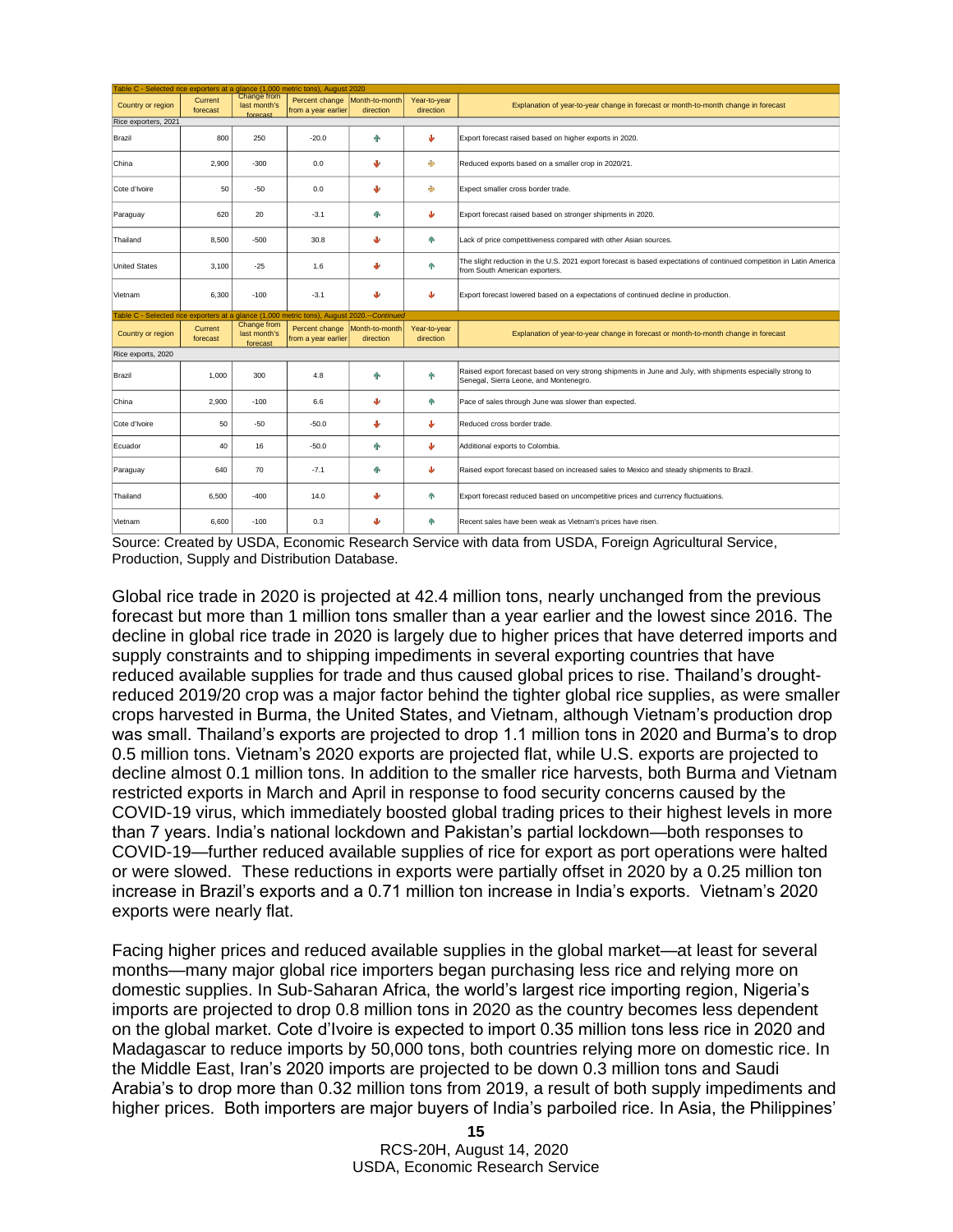| Table C - Selected rice exporters at a glance (1,000 metric tons), August 2020 | | | | | | |
|---|---|---|---|---|---|---|
| Country or region | Current forecast | Change from last month's forecast | Percent change from a year earlier | Month-to-month direction | Year-to-year direction | Explanation of year-to-year change in forecast or month-to-month change in forecast |
| Rice exporters, 2021 | | | | | | |
| Brazil | 800 | 250 | -20.0 | ↑ | ↓ | Export forecast raised based on higher exports in 2020. |
| China | 2,900 | -300 | 0.0 | ↓ | ⇒ | Reduced exports based on a smaller crop in 2020/21. |
| Cote d'Ivoire | 50 | -50 | 0.0 | ↓ | ⇒ | Expect smaller cross border trade. |
| Paraguay | 620 | 20 | -3.1 | ↑ | ↓ | Export forecast raised based on stronger shipments in 2020. |
| Thailand | 8,500 | -500 | 30.8 | ↓ | ↑ | Lack of price competitiveness compared with other Asian sources. |
| United States | 3,100 | -25 | 1.6 | ↓ | ↑ | The slight reduction in the U.S. 2021 export forecast is based expectations of continued competition in Latin America from South American exporters. |
| Vietnam | 6,300 | -100 | -3.1 | ↓ | ↓ | Export forecast lowered based on a expectations of continued decline in production. |

| Table C - Selected rice exporters at a glance (1,000 metric tons), August 2020.--*Continued* | | | | | | |
|---|---|---|---|---|---|---|
| Country or region | Current forecast | Change from last month's forecast | Percent change from a year earlier | Month-to-month direction | Year-to-year direction | Explanation of year-to-year change in forecast or month-to-month change in forecast |
| Rice exports, 2020 | | | | | | |
| Brazil | 1,000 | 300 | 4.8 | ↑ | ↑ | Raised export forecast based on very strong shipments in June and July, with shipments especially strong to Senegal, Sierra Leone, and Montenegro. |
| China | 2,900 | -100 | 6.6 | ↓ | ↑ | Pace of sales through June was slower than expected. |
| Cote d'Ivoire | 50 | -50 | -50.0 | ↓ | ↓ | Reduced cross border trade. |
| Ecuador | 40 | 16 | -50.0 | ↑ | ↓ | Additional exports to Colombia. |
| Paraguay | 640 | 70 | -7.1 | ↑ | ↓ | Raised export forecast based on increased sales to Mexico and steady shipments to Brazil. |
| Thailand | 6,500 | -400 | 14.0 | ↓ | ↑ | Export forecast reduced based on uncompetitive prices and currency fluctuations. |
| Vietnam | 6,600 | -100 | 0.3 | ↓ | ↑ | Recent sales have been weak as Vietnam's prices have risen. |

Source: Created by USDA, Economic Research Service with data from USDA, Foreign Agricultural Service, Production, Supply and Distribution Database.

Global rice trade in 2020 is projected at 42.4 million tons, nearly unchanged from the previous forecast but more than 1 million tons smaller than a year earlier and the lowest since 2016. The decline in global rice trade in 2020 is largely due to higher prices that have deterred imports and supply constraints and to shipping impediments in several exporting countries that have reduced available supplies for trade and thus caused global prices to rise. Thailand's drought-reduced 2019/20 crop was a major factor behind the tighter global rice supplies, as were smaller crops harvested in Burma, the United States, and Vietnam, although Vietnam's production drop was small. Thailand's exports are projected to drop 1.1 million tons in 2020 and Burma's to drop 0.5 million tons. Vietnam's 2020 exports are projected flat, while U.S. exports are projected to decline almost 0.1 million tons. In addition to the smaller rice harvests, both Burma and Vietnam restricted exports in March and April in response to food security concerns caused by the COVID-19 virus, which immediately boosted global trading prices to their highest levels in more than 7 years. India's national lockdown and Pakistan's partial lockdown—both responses to COVID-19—further reduced available supplies of rice for export as port operations were halted or were slowed. These reductions in exports were partially offset in 2020 by a 0.25 million ton increase in Brazil's exports and a 0.71 million ton increase in India's exports. Vietnam's 2020 exports were nearly flat.

Facing higher prices and reduced available supplies in the global market—at least for several months—many major global rice importers began purchasing less rice and relying more on domestic supplies. In Sub-Saharan Africa, the world's largest rice importing region, Nigeria's imports are projected to drop 0.8 million tons in 2020 as the country becomes less dependent on the global market. Cote d'Ivoire is expected to import 0.35 million tons less rice in 2020 and Madagascar to reduce imports by 50,000 tons, both countries relying more on domestic rice. In the Middle East, Iran's 2020 imports are projected to be down 0.3 million tons and Saudi Arabia's to drop more than 0.32 million tons from 2019, a result of both supply impediments and higher prices. Both importers are major buyers of India's parboiled rice. In Asia, the Philippines'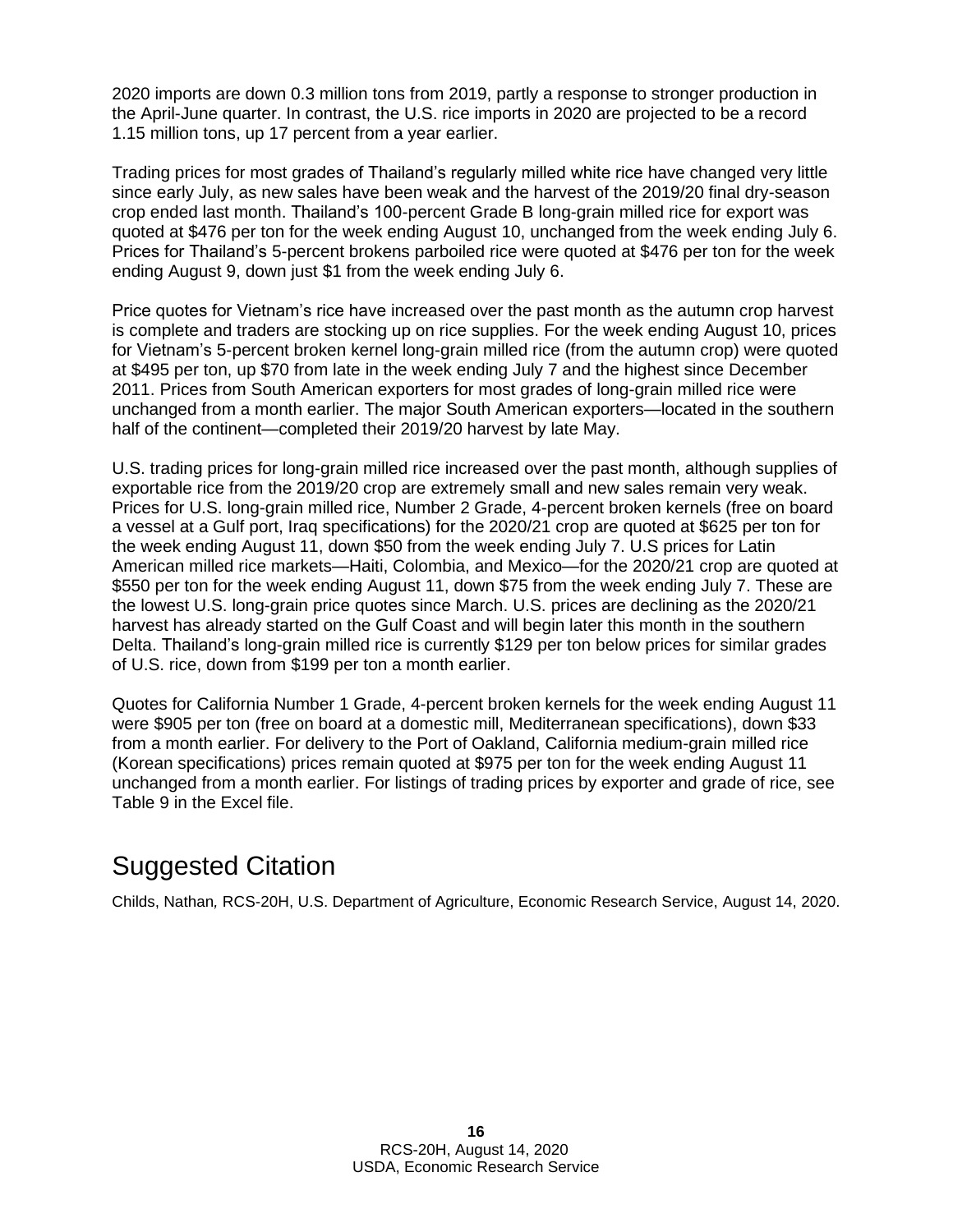2020 imports are down 0.3 million tons from 2019, partly a response to stronger production in the April-June quarter. In contrast, the U.S. rice imports in 2020 are projected to be a record 1.15 million tons, up 17 percent from a year earlier.

Trading prices for most grades of Thailand's regularly milled white rice have changed very little since early July, as new sales have been weak and the harvest of the 2019/20 final dry-season crop ended last month. Thailand's 100-percent Grade B long-grain milled rice for export was quoted at $476 per ton for the week ending August 10, unchanged from the week ending July 6. Prices for Thailand's 5-percent brokens parboiled rice were quoted at $476 per ton for the week ending August 9, down just $1 from the week ending July 6.

Price quotes for Vietnam's rice have increased over the past month as the autumn crop harvest is complete and traders are stocking up on rice supplies. For the week ending August 10, prices for Vietnam's 5-percent broken kernel long-grain milled rice (from the autumn crop) were quoted at $495 per ton, up $70 from late in the week ending July 7 and the highest since December 2011. Prices from South American exporters for most grades of long-grain milled rice were unchanged from a month earlier. The major South American exporters—located in the southern half of the continent—completed their 2019/20 harvest by late May.

U.S. trading prices for long-grain milled rice increased over the past month, although supplies of exportable rice from the 2019/20 crop are extremely small and new sales remain very weak. Prices for U.S. long-grain milled rice, Number 2 Grade, 4-percent broken kernels (free on board a vessel at a Gulf port, Iraq specifications) for the 2020/21 crop are quoted at $625 per ton for the week ending August 11, down $50 from the week ending July 7. U.S prices for Latin American milled rice markets—Haiti, Colombia, and Mexico—for the 2020/21 crop are quoted at $550 per ton for the week ending August 11, down $75 from the week ending July 7. These are the lowest U.S. long-grain price quotes since March. U.S. prices are declining as the 2020/21 harvest has already started on the Gulf Coast and will begin later this month in the southern Delta. Thailand's long-grain milled rice is currently $129 per ton below prices for similar grades of U.S. rice, down from $199 per ton a month earlier.

Quotes for California Number 1 Grade, 4-percent broken kernels for the week ending August 11 were $905 per ton (free on board at a domestic mill, Mediterranean specifications), down $33 from a month earlier. For delivery to the Port of Oakland, California medium-grain milled rice (Korean specifications) prices remain quoted at $975 per ton for the week ending August 11 unchanged from a month earlier. For listings of trading prices by exporter and grade of rice, see Table 9 in the Excel file.

# Suggested Citation

Childs, Nathan, RCS-20H, U.S. Department of Agriculture, Economic Research Service, August 14, 2020.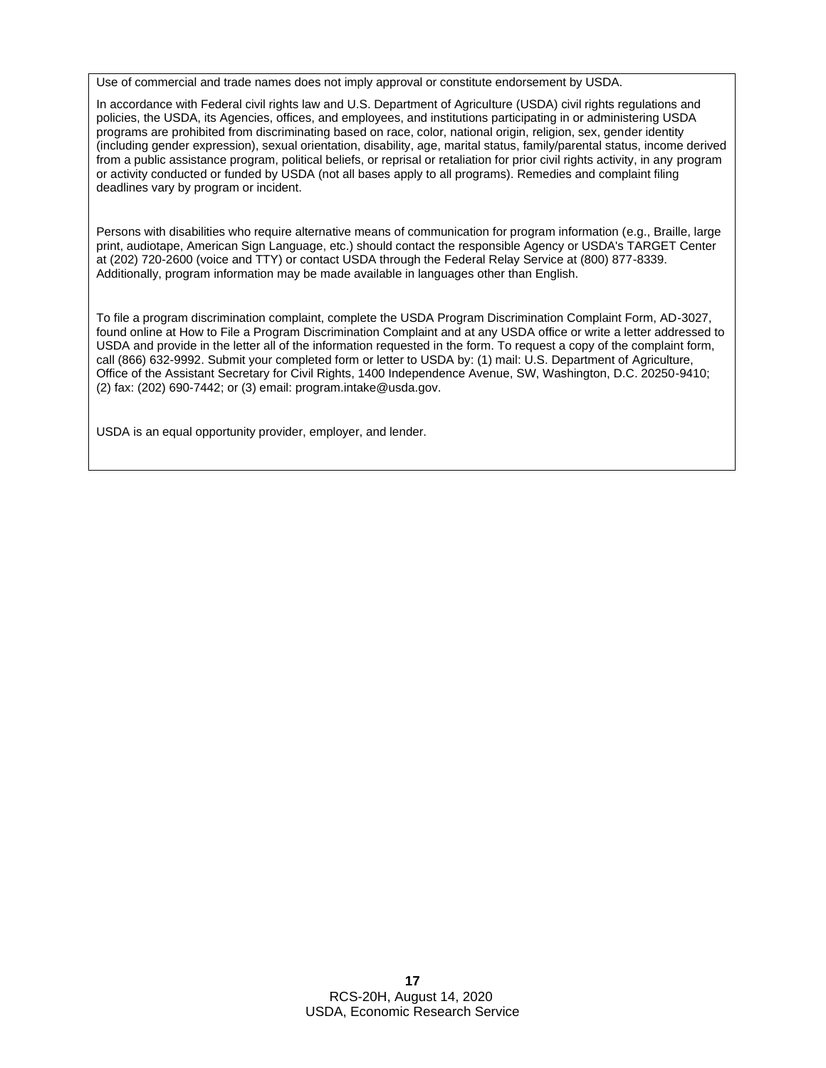Use of commercial and trade names does not imply approval or constitute endorsement by USDA.

In accordance with Federal civil rights law and U.S. Department of Agriculture (USDA) civil rights regulations and policies, the USDA, its Agencies, offices, and employees, and institutions participating in or administering USDA programs are prohibited from discriminating based on race, color, national origin, religion, sex, gender identity (including gender expression), sexual orientation, disability, age, marital status, family/parental status, income derived from a public assistance program, political beliefs, or reprisal or retaliation for prior civil rights activity, in any program or activity conducted or funded by USDA (not all bases apply to all programs). Remedies and complaint filing deadlines vary by program or incident.

Persons with disabilities who require alternative means of communication for program information (e.g., Braille, large print, audiotape, American Sign Language, etc.) should contact the responsible Agency or USDA's TARGET Center at (202) 720-2600 (voice and TTY) or contact USDA through the Federal Relay Service at (800) 877-8339. Additionally, program information may be made available in languages other than English.

To file a program discrimination complaint, complete the USDA Program Discrimination Complaint Form, AD-3027, found online at How to File a Program Discrimination Complaint and at any USDA office or write a letter addressed to USDA and provide in the letter all of the information requested in the form. To request a copy of the complaint form, call (866) 632-9992. Submit your completed form or letter to USDA by: (1) mail: U.S. Department of Agriculture, Office of the Assistant Secretary for Civil Rights, 1400 Independence Avenue, SW, Washington, D.C. 20250-9410; (2) fax: (202) 690-7442; or (3) email: program.intake@usda.gov.

USDA is an equal opportunity provider, employer, and lender.